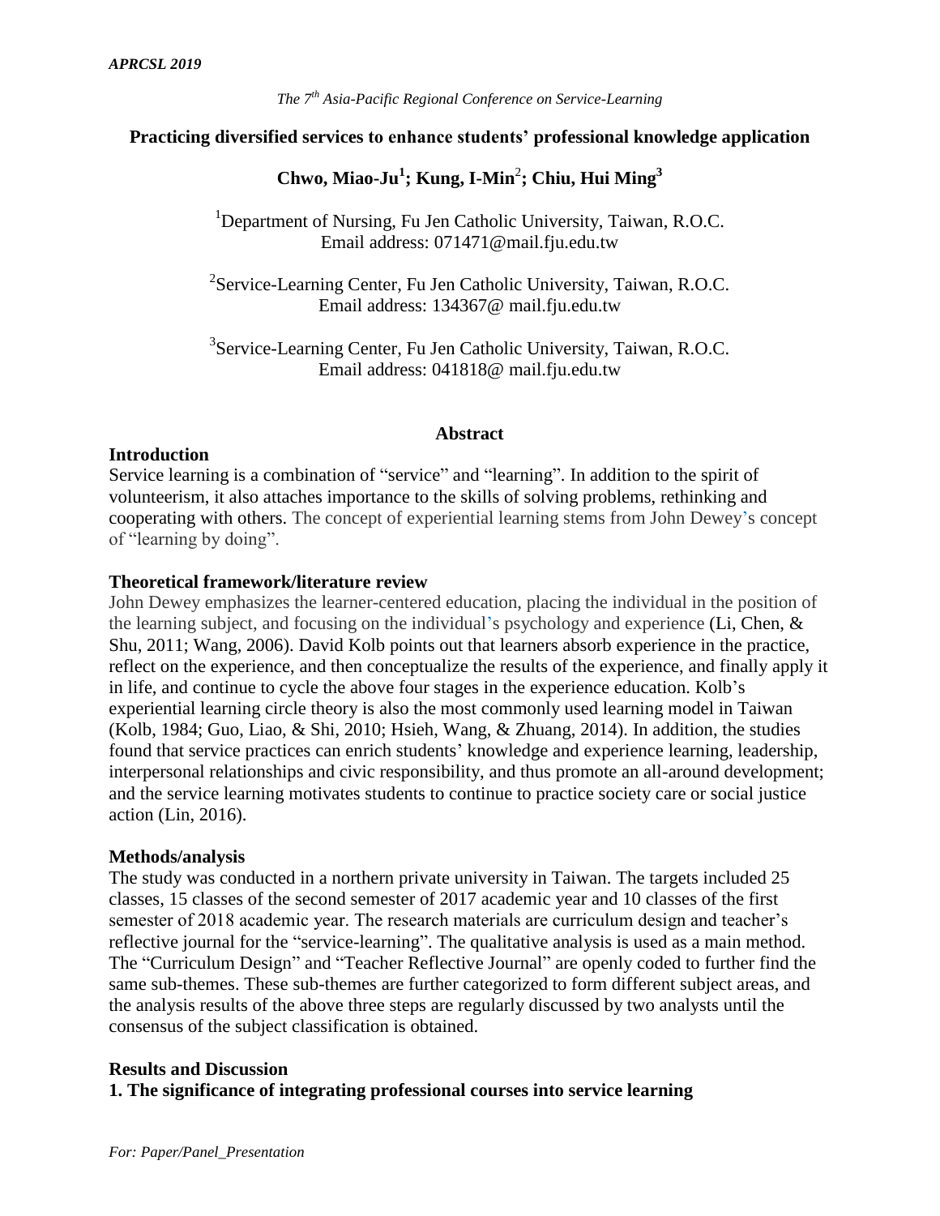*The 7th Asia-Pacific Regional Conference on Service-Learning*

# Practicing diversified services to enhance students' professional knowledge application

**Chwo, Miao-Ju[1]; Kung, I-Min[2]; Chiu, Hui Ming[3]**

[1]Department of Nursing, Fu Jen Catholic University, Taiwan, R.O.C.
Email address: 071471@mail.fju.edu.tw

[2]Service-Learning Center, Fu Jen Catholic University, Taiwan, R.O.C.
Email address: 134367@ mail.fju.edu.tw

[3]Service-Learning Center, Fu Jen Catholic University, Taiwan, R.O.C.
Email address: 041818@ mail.fju.edu.tw

## Abstract

### Introduction

Service learning is a combination of "service" and "learning". In addition to the spirit of volunteerism, it also attaches importance to the skills of solving problems, rethinking and cooperating with others. The concept of experiential learning stems from John Dewey's concept of "learning by doing".

### Theoretical framework/literature review

John Dewey emphasizes the learner-centered education, placing the individual in the position of the learning subject, and focusing on the individual's psychology and experience (Li, Chen, & Shu, 2011; Wang, 2006). David Kolb points out that learners absorb experience in the practice, reflect on the experience, and then conceptualize the results of the experience, and finally apply it in life, and continue to cycle the above four stages in the experience education. Kolb's experiential learning circle theory is also the most commonly used learning model in Taiwan (Kolb, 1984; Guo, Liao, & Shi, 2010; Hsieh, Wang, & Zhuang, 2014). In addition, the studies found that service practices can enrich students' knowledge and experience learning, leadership, interpersonal relationships and civic responsibility, and thus promote an all-around development; and the service learning motivates students to continue to practice society care or social justice action (Lin, 2016).

### Methods/analysis

The study was conducted in a northern private university in Taiwan. The targets included 25 classes, 15 classes of the second semester of 2017 academic year and 10 classes of the first semester of 2018 academic year. The research materials are curriculum design and teacher's reflective journal for the "service-learning". The qualitative analysis is used as a main method. The "Curriculum Design" and "Teacher Reflective Journal" are openly coded to further find the same sub-themes. These sub-themes are further categorized to form different subject areas, and the analysis results of the above three steps are regularly discussed by two analysts until the consensus of the subject classification is obtained.

### Results and Discussion

**1. The significance of integrating professional courses into service learning**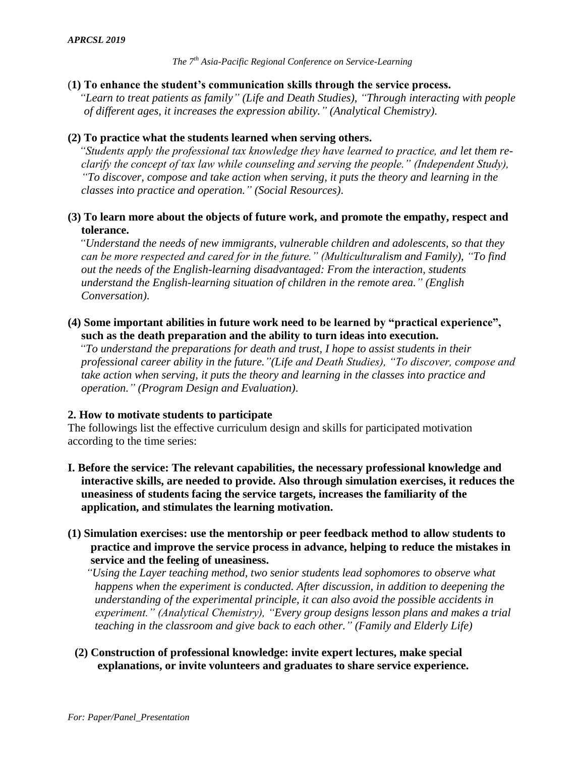**(1) To enhance the student's communication skills through the service process.**

*"Learn to treat patients as family" (Life and Death Studies), "Through interacting with people of different ages, it increases the expression ability." (Analytical Chemistry).*

**(2) To practice what the students learned when serving others.**

*"Students apply the professional tax knowledge they have learned to practice, and let them re-clarify the concept of tax law while counseling and serving the people." (Independent Study), "To discover, compose and take action when serving, it puts the theory and learning in the classes into practice and operation." (Social Resources).*

**(3) To learn more about the objects of future work, and promote the empathy, respect and tolerance.**

*"Understand the needs of new immigrants, vulnerable children and adolescents, so that they can be more respected and cared for in the future." (Multiculturalism and Family), "To find out the needs of the English-learning disadvantaged: From the interaction, students understand the English-learning situation of children in the remote area." (English Conversation).*

**(4) Some important abilities in future work need to be learned by "practical experience", such as the death preparation and the ability to turn ideas into execution.**

*"To understand the preparations for death and trust, I hope to assist students in their professional career ability in the future."(Life and Death Studies), "To discover, compose and take action when serving, it puts the theory and learning in the classes into practice and operation." (Program Design and Evaluation).*

**2. How to motivate students to participate**

The followings list the effective curriculum design and skills for participated motivation according to the time series:

**I. Before the service: The relevant capabilities, the necessary professional knowledge and interactive skills, are needed to provide. Also through simulation exercises, it reduces the uneasiness of students facing the service targets, increases the familiarity of the application, and stimulates the learning motivation.**

**(1) Simulation exercises: use the mentorship or peer feedback method to allow students to practice and improve the service process in advance, helping to reduce the mistakes in service and the feeling of uneasiness.**

*"Using the Layer teaching method, two senior students lead sophomores to observe what happens when the experiment is conducted. After discussion, in addition to deepening the understanding of the experimental principle, it can also avoid the possible accidents in experiment." (Analytical Chemistry), "Every group designs lesson plans and makes a trial teaching in the classroom and give back to each other." (Family and Elderly Life)*

**(2) Construction of professional knowledge: invite expert lectures, make special explanations, or invite volunteers and graduates to share service experience.**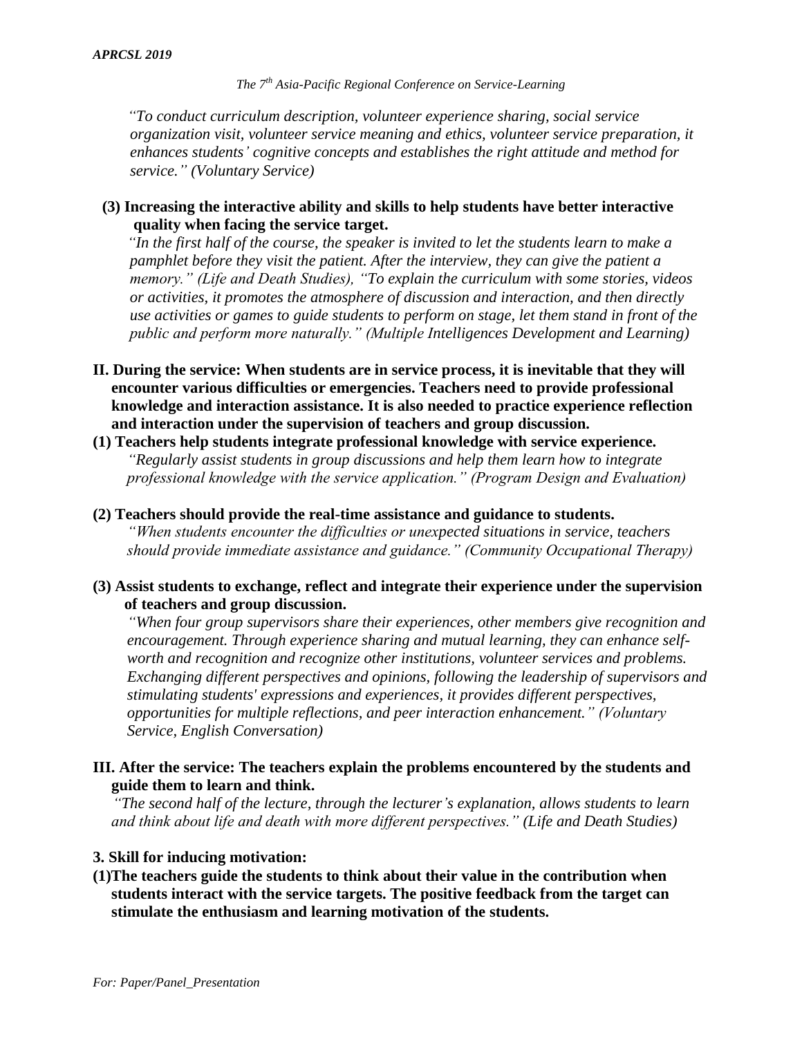*"To conduct curriculum description, volunteer experience sharing, social service organization visit, volunteer service meaning and ethics, volunteer service preparation, it enhances students' cognitive concepts and establishes the right attitude and method for service." (Voluntary Service)*

**(3) Increasing the interactive ability and skills to help students have better interactive quality when facing the service target.**

*"In the first half of the course, the speaker is invited to let the students learn to make a pamphlet before they visit the patient. After the interview, they can give the patient a memory." (Life and Death Studies), "To explain the curriculum with some stories, videos or activities, it promotes the atmosphere of discussion and interaction, and then directly use activities or games to guide students to perform on stage, let them stand in front of the public and perform more naturally." (Multiple Intelligences Development and Learning)*

**II. During the service: When students are in service process, it is inevitable that they will encounter various difficulties or emergencies. Teachers need to provide professional knowledge and interaction assistance. It is also needed to practice experience reflection and interaction under the supervision of teachers and group discussion.**

**(1) Teachers help students integrate professional knowledge with service experience.**

*"Regularly assist students in group discussions and help them learn how to integrate professional knowledge with the service application." (Program Design and Evaluation)*

**(2) Teachers should provide the real-time assistance and guidance to students.**

*"When students encounter the difficulties or unexpected situations in service, teachers should provide immediate assistance and guidance." (Community Occupational Therapy)*

**(3) Assist students to exchange, reflect and integrate their experience under the supervision of teachers and group discussion.**

*"When four group supervisors share their experiences, other members give recognition and encouragement. Through experience sharing and mutual learning, they can enhance self-worth and recognition and recognize other institutions, volunteer services and problems. Exchanging different perspectives and opinions, following the leadership of supervisors and stimulating students' expressions and experiences, it provides different perspectives, opportunities for multiple reflections, and peer interaction enhancement." (Voluntary Service, English Conversation)*

**III. After the service: The teachers explain the problems encountered by the students and guide them to learn and think.**

*"The second half of the lecture, through the lecturer's explanation, allows students to learn and think about life and death with more different perspectives." (Life and Death Studies)*

**3. Skill for inducing motivation:**

**(1)The teachers guide the students to think about their value in the contribution when students interact with the service targets. The positive feedback from the target can stimulate the enthusiasm and learning motivation of the students.**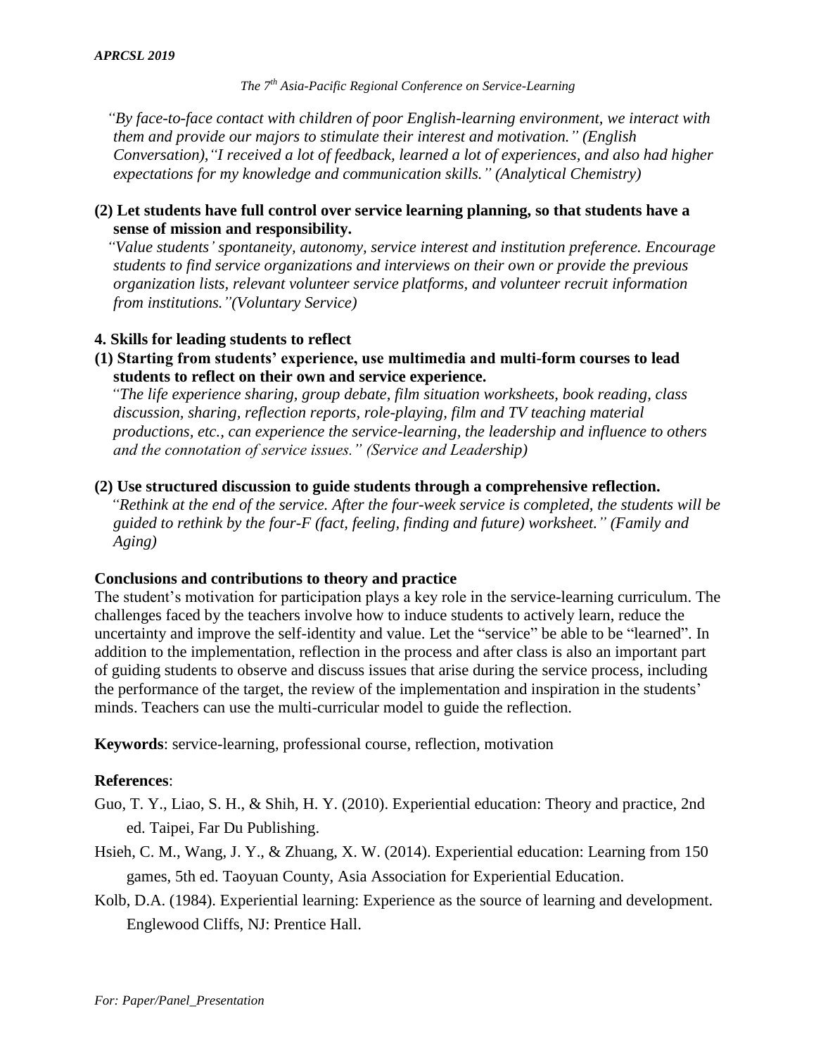*"By face-to-face contact with children of poor English-learning environment, we interact with them and provide our majors to stimulate their interest and motivation." (English Conversation),"I received a lot of feedback, learned a lot of experiences, and also had higher expectations for my knowledge and communication skills." (Analytical Chemistry)*

**(2) Let students have full control over service learning planning, so that students have a sense of mission and responsibility.**

*"Value students' spontaneity, autonomy, service interest and institution preference. Encourage students to find service organizations and interviews on their own or provide the previous organization lists, relevant volunteer service platforms, and volunteer recruit information from institutions."(Voluntary Service)*

**4. Skills for leading students to reflect**

**(1) Starting from students' experience, use multimedia and multi-form courses to lead students to reflect on their own and service experience.**

*"The life experience sharing, group debate, film situation worksheets, book reading, class discussion, sharing, reflection reports, role-playing, film and TV teaching material productions, etc., can experience the service-learning, the leadership and influence to others and the connotation of service issues." (Service and Leadership)*

**(2) Use structured discussion to guide students through a comprehensive reflection.**

*"Rethink at the end of the service. After the four-week service is completed, the students will be guided to rethink by the four-F (fact, feeling, finding and future) worksheet." (Family and Aging)*

**Conclusions and contributions to theory and practice**

The student's motivation for participation plays a key role in the service-learning curriculum. The challenges faced by the teachers involve how to induce students to actively learn, reduce the uncertainty and improve the self-identity and value. Let the "service" be able to be "learned". In addition to the implementation, reflection in the process and after class is also an important part of guiding students to observe and discuss issues that arise during the service process, including the performance of the target, the review of the implementation and inspiration in the students' minds. Teachers can use the multi-curricular model to guide the reflection.

**Keywords**: service-learning, professional course, reflection, motivation

**References**:

Guo, T. Y., Liao, S. H., & Shih, H. Y. (2010). Experiential education: Theory and practice, 2nd ed. Taipei, Far Du Publishing.

Hsieh, C. M., Wang, J. Y., & Zhuang, X. W. (2014). Experiential education: Learning from 150 games, 5th ed. Taoyuan County, Asia Association for Experiential Education.

Kolb, D.A. (1984). Experiential learning: Experience as the source of learning and development. Englewood Cliffs, NJ: Prentice Hall.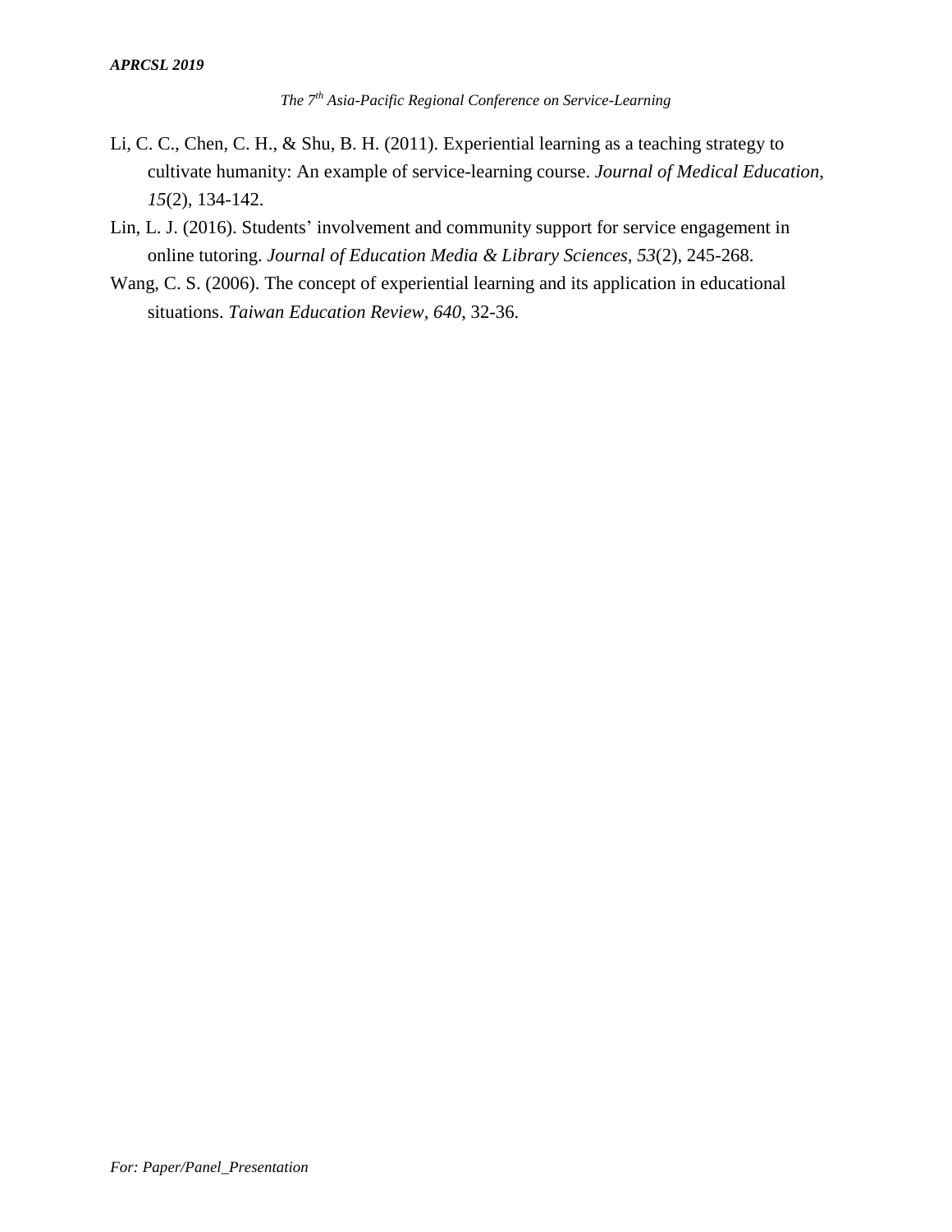Li, C. C., Chen, C. H., & Shu, B. H. (2011). Experiential learning as a teaching strategy to cultivate humanity: An example of service-learning course. *Journal of Medical Education, 15*(2), 134-142.

Lin, L. J. (2016). Students' involvement and community support for service engagement in online tutoring. *Journal of Education Media & Library Sciences, 53*(2), 245-268.

Wang, C. S. (2006). The concept of experiential learning and its application in educational situations. *Taiwan Education Review, 640*, 32-36.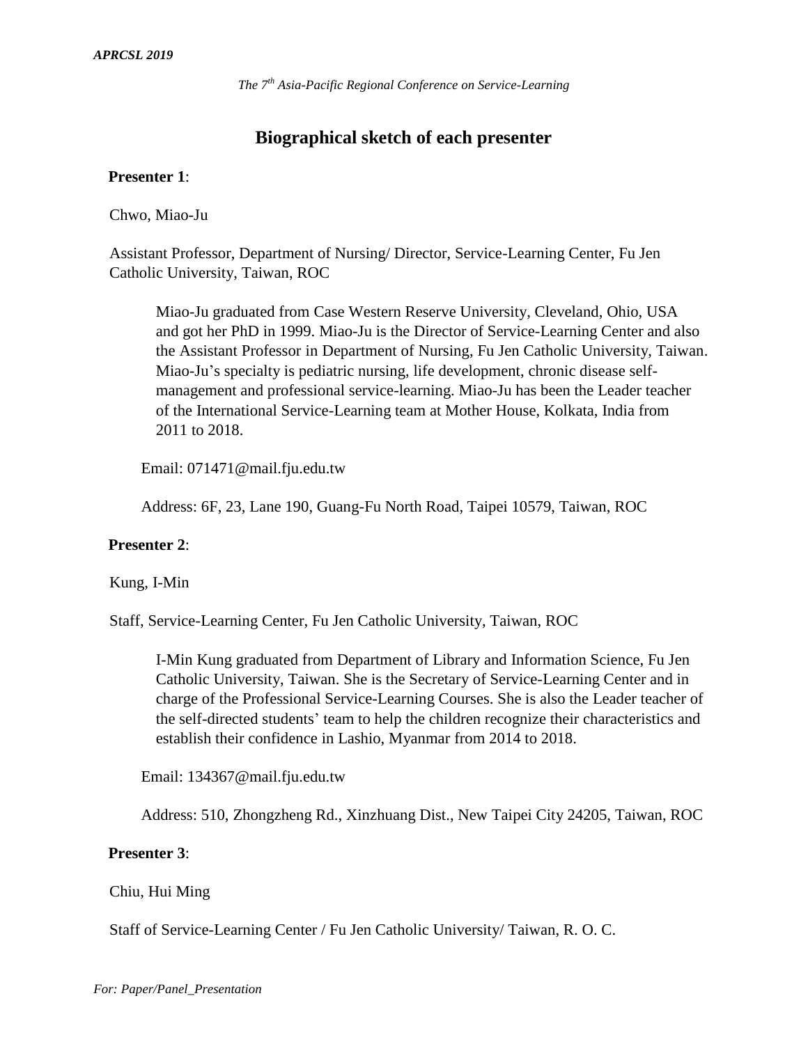## Biographical sketch of each presenter

**Presenter 1**:

Chwo, Miao-Ju

Assistant Professor, Department of Nursing/ Director, Service-Learning Center, Fu Jen Catholic University, Taiwan, ROC

Miao-Ju graduated from Case Western Reserve University, Cleveland, Ohio, USA and got her PhD in 1999. Miao-Ju is the Director of Service-Learning Center and also the Assistant Professor in Department of Nursing, Fu Jen Catholic University, Taiwan. Miao-Ju's specialty is pediatric nursing, life development, chronic disease self-management and professional service-learning. Miao-Ju has been the Leader teacher of the International Service-Learning team at Mother House, Kolkata, India from 2011 to 2018.

Email: 071471@mail.fju.edu.tw

Address: 6F, 23, Lane 190, Guang-Fu North Road, Taipei 10579, Taiwan, ROC

**Presenter 2**:

Kung, I-Min

Staff, Service-Learning Center, Fu Jen Catholic University, Taiwan, ROC

I-Min Kung graduated from Department of Library and Information Science, Fu Jen Catholic University, Taiwan. She is the Secretary of Service-Learning Center and in charge of the Professional Service-Learning Courses. She is also the Leader teacher of the self-directed students' team to help the children recognize their characteristics and establish their confidence in Lashio, Myanmar from 2014 to 2018.

Email: 134367@mail.fju.edu.tw

Address: 510, Zhongzheng Rd., Xinzhuang Dist., New Taipei City 24205, Taiwan, ROC

**Presenter 3**:

Chiu, Hui Ming

Staff of Service-Learning Center / Fu Jen Catholic University/ Taiwan, R. O. C.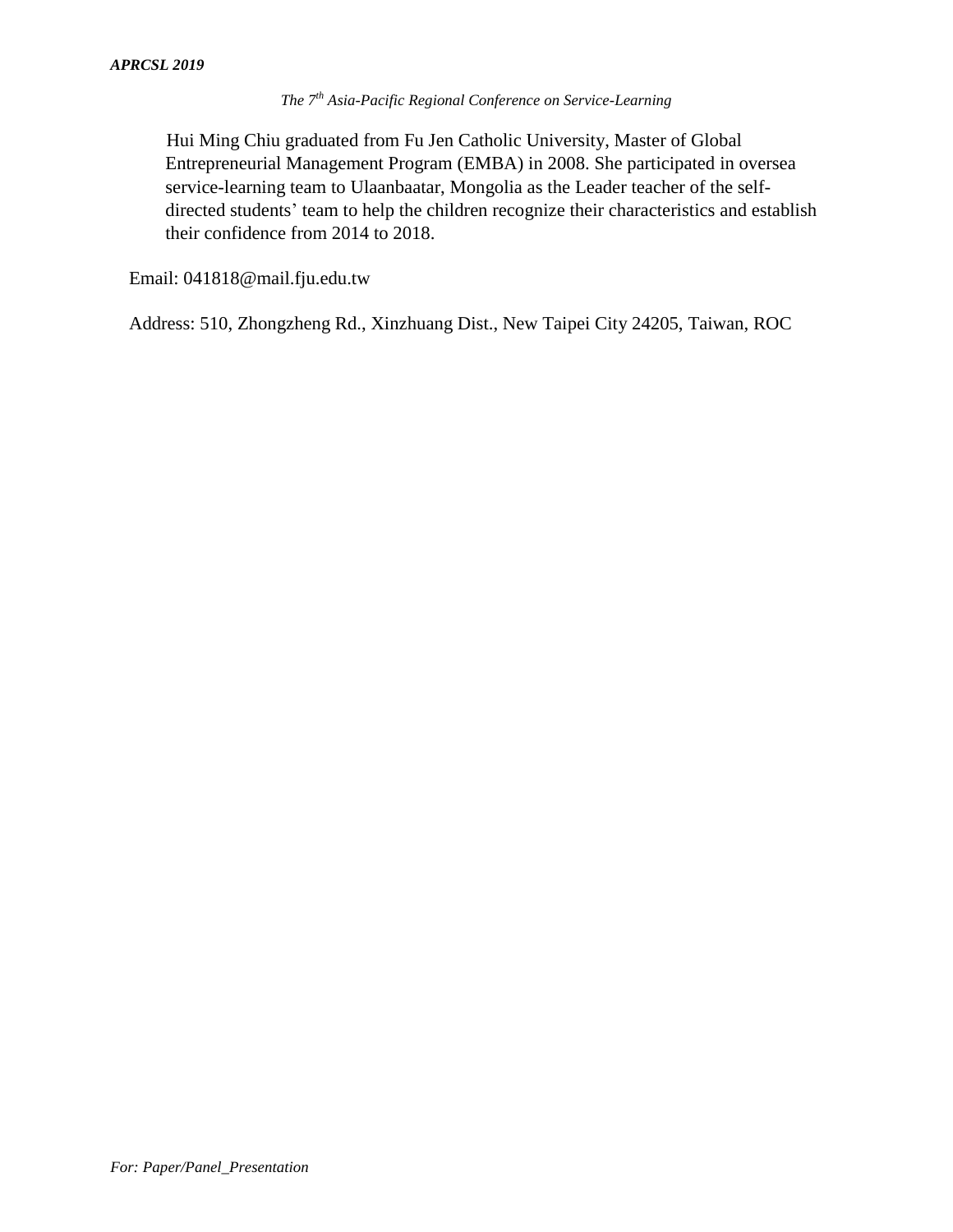Hui Ming Chiu graduated from Fu Jen Catholic University, Master of Global Entrepreneurial Management Program (EMBA) in 2008. She participated in oversea service-learning team to Ulaanbaatar, Mongolia as the Leader teacher of the self-directed students' team to help the children recognize their characteristics and establish their confidence from 2014 to 2018.

Email: 041818@mail.fju.edu.tw

Address: 510, Zhongzheng Rd., Xinzhuang Dist., New Taipei City 24205, Taiwan, ROC